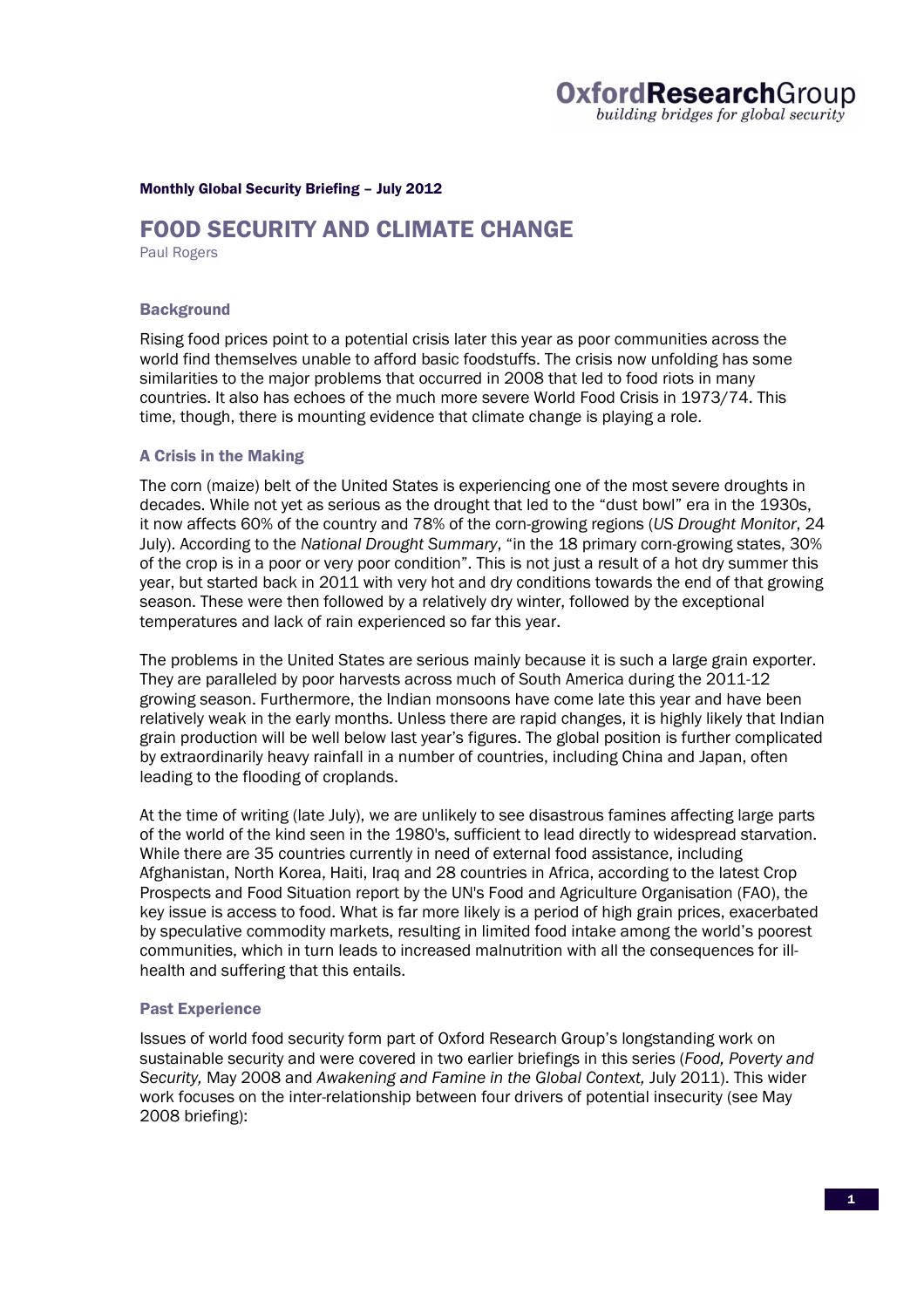**Monthly Global Security Briefing – July 2012**

# FOOD SECURITY AND CLIMATE CHANGE

Paul Rogers

## Background

Rising food prices point to a potential crisis later this year as poor communities across the world find themselves unable to afford basic foodstuffs. The crisis now unfolding has some similarities to the major problems that occurred in 2008 that led to food riots in many countries. It also has echoes of the much more severe World Food Crisis in 1973/74. This time, though, there is mounting evidence that climate change is playing a role.

## A Crisis in the Making

The corn (maize) belt of the United States is experiencing one of the most severe droughts in decades. While not yet as serious as the drought that led to the "dust bowl" era in the 1930s, it now affects 60% of the country and 78% of the corn-growing regions (*US Drought Monitor*, 24 July). According to the *National Drought Summary*, "in the 18 primary corn-growing states, 30% of the crop is in a poor or very poor condition". This is not just a result of a hot dry summer this year, but started back in 2011 with very hot and dry conditions towards the end of that growing season. These were then followed by a relatively dry winter, followed by the exceptional temperatures and lack of rain experienced so far this year.

The problems in the United States are serious mainly because it is such a large grain exporter. They are paralleled by poor harvests across much of South America during the 2011-12 growing season. Furthermore, the Indian monsoons have come late this year and have been relatively weak in the early months. Unless there are rapid changes, it is highly likely that Indian grain production will be well below last year's figures. The global position is further complicated by extraordinarily heavy rainfall in a number of countries, including China and Japan, often leading to the flooding of croplands.

At the time of writing (late July), we are unlikely to see disastrous famines affecting large parts of the world of the kind seen in the 1980's, sufficient to lead directly to widespread starvation. While there are 35 countries currently in need of external food assistance, including Afghanistan, North Korea, Haiti, Iraq and 28 countries in Africa, according to the latest Crop Prospects and Food Situation report by the UN's Food and Agriculture Organisation (FAO), the key issue is access to food. What is far more likely is a period of high grain prices, exacerbated by speculative commodity markets, resulting in limited food intake among the world's poorest communities, which in turn leads to increased malnutrition with all the consequences for ill-health and suffering that this entails.

## Past Experience

Issues of world food security form part of Oxford Research Group's longstanding work on sustainable security and were covered in two earlier briefings in this series (*Food, Poverty and Security,* May 2008 and *Awakening and Famine in the Global Context,* July 2011). This wider work focuses on the inter-relationship between four drivers of potential insecurity (see May 2008 briefing):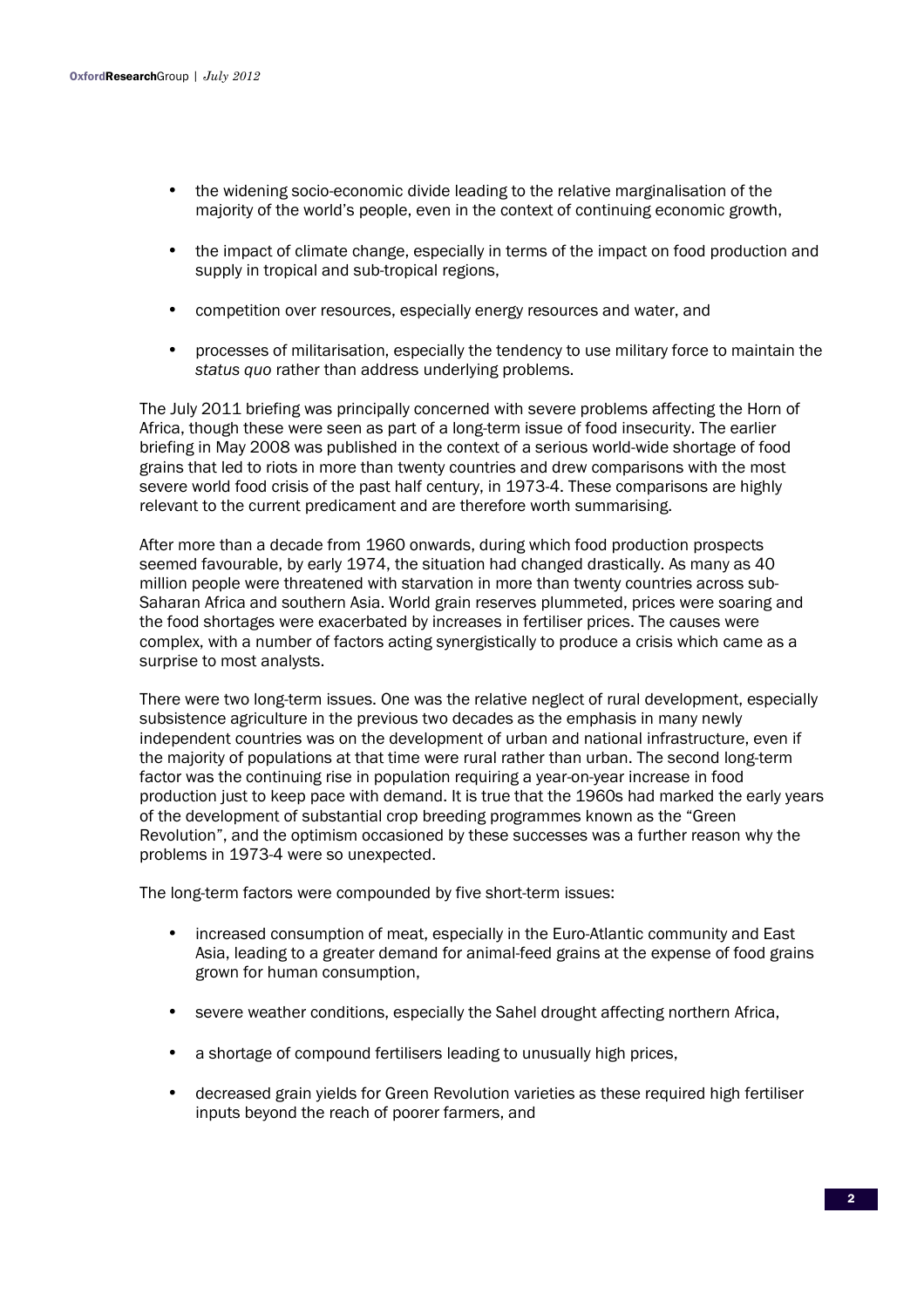- the widening socio-economic divide leading to the relative marginalisation of the majority of the world's people, even in the context of continuing economic growth,
- the impact of climate change, especially in terms of the impact on food production and supply in tropical and sub-tropical regions,
- competition over resources, especially energy resources and water, and
- processes of militarisation, especially the tendency to use military force to maintain the *status quo* rather than address underlying problems.

The July 2011 briefing was principally concerned with severe problems affecting the Horn of Africa, though these were seen as part of a long-term issue of food insecurity. The earlier briefing in May 2008 was published in the context of a serious world-wide shortage of food grains that led to riots in more than twenty countries and drew comparisons with the most severe world food crisis of the past half century, in 1973-4. These comparisons are highly relevant to the current predicament and are therefore worth summarising.

After more than a decade from 1960 onwards, during which food production prospects seemed favourable, by early 1974, the situation had changed drastically. As many as 40 million people were threatened with starvation in more than twenty countries across sub-Saharan Africa and southern Asia. World grain reserves plummeted, prices were soaring and the food shortages were exacerbated by increases in fertiliser prices. The causes were complex, with a number of factors acting synergistically to produce a crisis which came as a surprise to most analysts.

There were two long-term issues. One was the relative neglect of rural development, especially subsistence agriculture in the previous two decades as the emphasis in many newly independent countries was on the development of urban and national infrastructure, even if the majority of populations at that time were rural rather than urban. The second long-term factor was the continuing rise in population requiring a year-on-year increase in food production just to keep pace with demand. It is true that the 1960s had marked the early years of the development of substantial crop breeding programmes known as the "Green Revolution", and the optimism occasioned by these successes was a further reason why the problems in 1973-4 were so unexpected.

The long-term factors were compounded by five short-term issues:

- increased consumption of meat, especially in the Euro-Atlantic community and East Asia, leading to a greater demand for animal-feed grains at the expense of food grains grown for human consumption,
- severe weather conditions, especially the Sahel drought affecting northern Africa,
- a shortage of compound fertilisers leading to unusually high prices,
- decreased grain yields for Green Revolution varieties as these required high fertiliser inputs beyond the reach of poorer farmers, and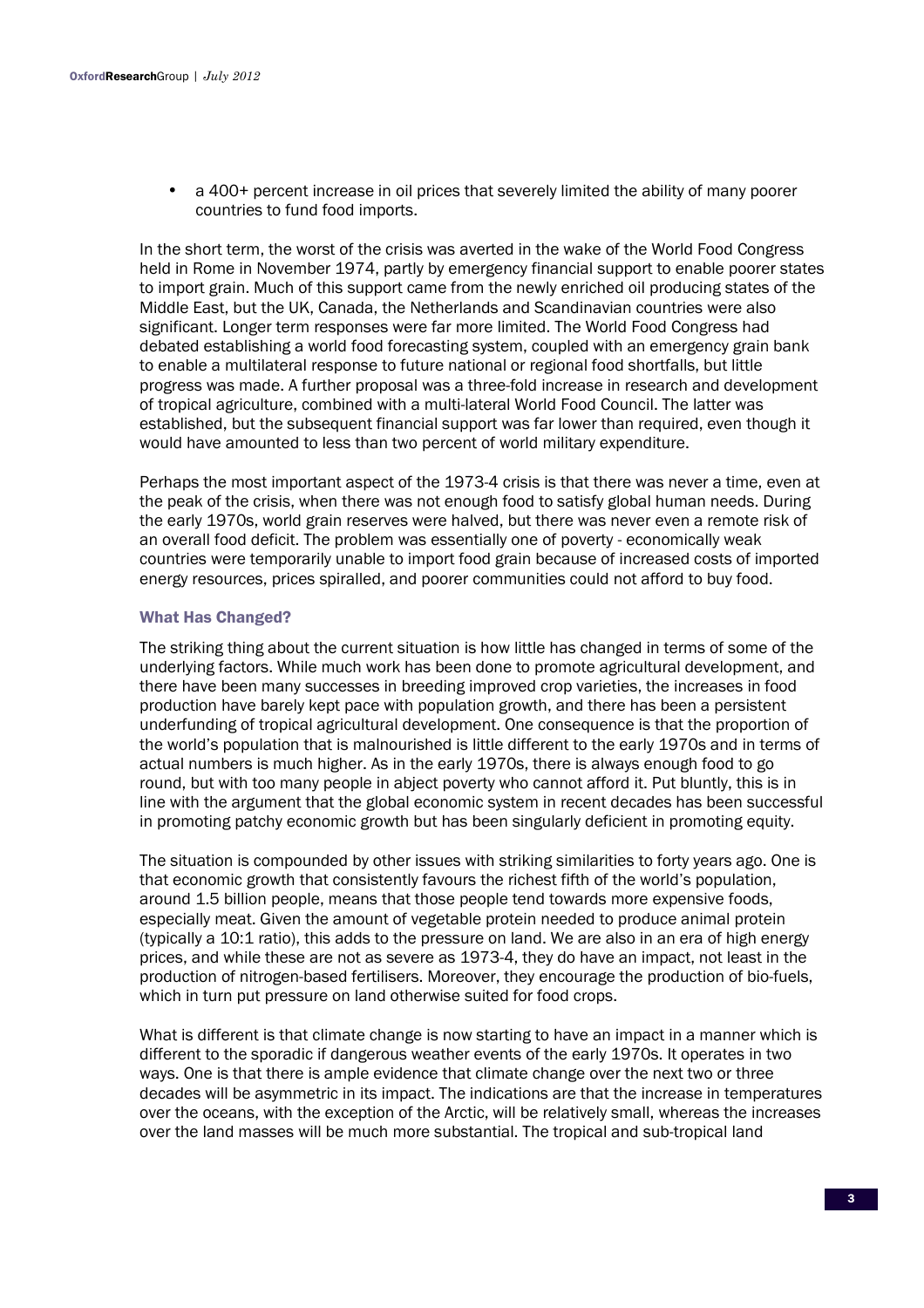- a 400+ percent increase in oil prices that severely limited the ability of many poorer countries to fund food imports.

In the short term, the worst of the crisis was averted in the wake of the World Food Congress held in Rome in November 1974, partly by emergency financial support to enable poorer states to import grain. Much of this support came from the newly enriched oil producing states of the Middle East, but the UK, Canada, the Netherlands and Scandinavian countries were also significant. Longer term responses were far more limited. The World Food Congress had debated establishing a world food forecasting system, coupled with an emergency grain bank to enable a multilateral response to future national or regional food shortfalls, but little progress was made. A further proposal was a three-fold increase in research and development of tropical agriculture, combined with a multi-lateral World Food Council. The latter was established, but the subsequent financial support was far lower than required, even though it would have amounted to less than two percent of world military expenditure.

Perhaps the most important aspect of the 1973-4 crisis is that there was never a time, even at the peak of the crisis, when there was not enough food to satisfy global human needs. During the early 1970s, world grain reserves were halved, but there was never even a remote risk of an overall food deficit. The problem was essentially one of poverty - economically weak countries were temporarily unable to import food grain because of increased costs of imported energy resources, prices spiralled, and poorer communities could not afford to buy food.

### What Has Changed?

The striking thing about the current situation is how little has changed in terms of some of the underlying factors. While much work has been done to promote agricultural development, and there have been many successes in breeding improved crop varieties, the increases in food production have barely kept pace with population growth, and there has been a persistent underfunding of tropical agricultural development. One consequence is that the proportion of the world's population that is malnourished is little different to the early 1970s and in terms of actual numbers is much higher. As in the early 1970s, there is always enough food to go round, but with too many people in abject poverty who cannot afford it. Put bluntly, this is in line with the argument that the global economic system in recent decades has been successful in promoting patchy economic growth but has been singularly deficient in promoting equity.

The situation is compounded by other issues with striking similarities to forty years ago. One is that economic growth that consistently favours the richest fifth of the world's population, around 1.5 billion people, means that those people tend towards more expensive foods, especially meat. Given the amount of vegetable protein needed to produce animal protein (typically a 10:1 ratio), this adds to the pressure on land. We are also in an era of high energy prices, and while these are not as severe as 1973-4, they do have an impact, not least in the production of nitrogen-based fertilisers. Moreover, they encourage the production of bio-fuels, which in turn put pressure on land otherwise suited for food crops.

What is different is that climate change is now starting to have an impact in a manner which is different to the sporadic if dangerous weather events of the early 1970s. It operates in two ways. One is that there is ample evidence that climate change over the next two or three decades will be asymmetric in its impact. The indications are that the increase in temperatures over the oceans, with the exception of the Arctic, will be relatively small, whereas the increases over the land masses will be much more substantial. The tropical and sub-tropical land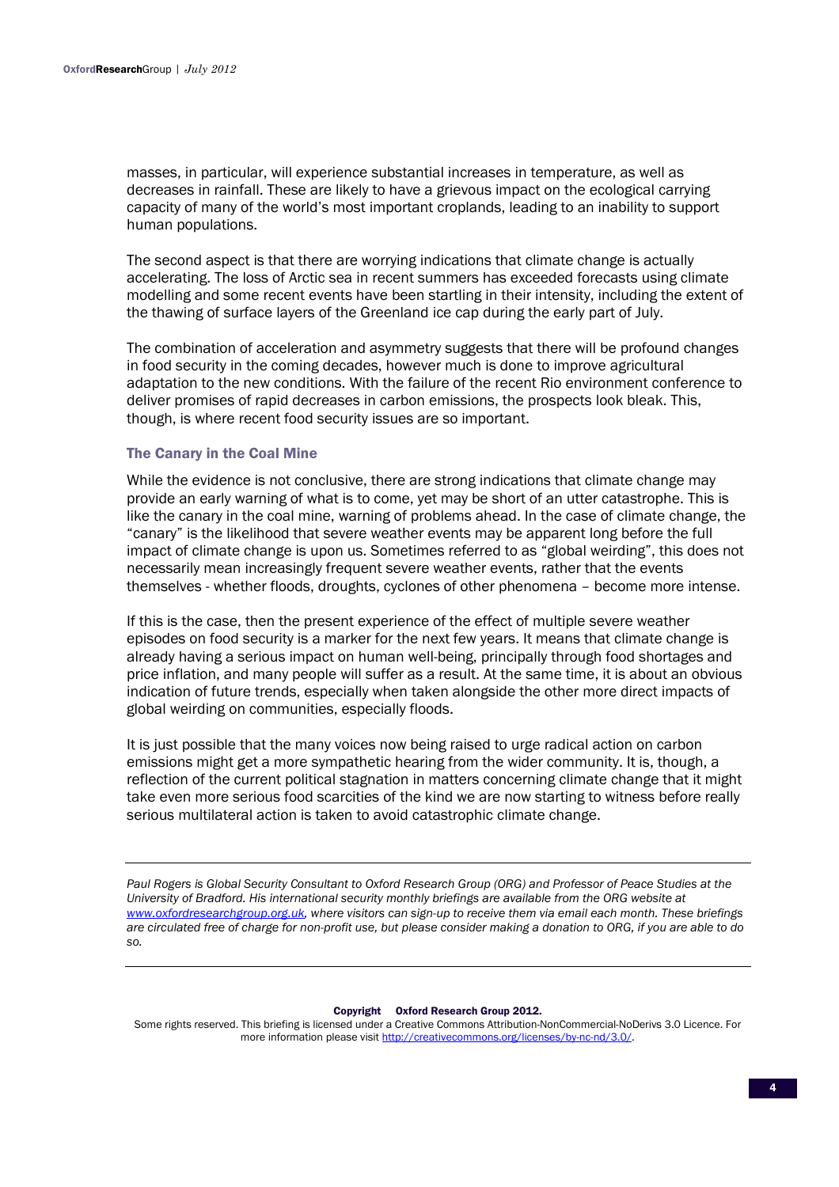masses, in particular, will experience substantial increases in temperature, as well as decreases in rainfall. These are likely to have a grievous impact on the ecological carrying capacity of many of the world's most important croplands, leading to an inability to support human populations.

The second aspect is that there are worrying indications that climate change is actually accelerating. The loss of Arctic sea in recent summers has exceeded forecasts using climate modelling and some recent events have been startling in their intensity, including the extent of the thawing of surface layers of the Greenland ice cap during the early part of July.

The combination of acceleration and asymmetry suggests that there will be profound changes in food security in the coming decades, however much is done to improve agricultural adaptation to the new conditions. With the failure of the recent Rio environment conference to deliver promises of rapid decreases in carbon emissions, the prospects look bleak. This, though, is where recent food security issues are so important.

### The Canary in the Coal Mine

While the evidence is not conclusive, there are strong indications that climate change may provide an early warning of what is to come, yet may be short of an utter catastrophe. This is like the canary in the coal mine, warning of problems ahead. In the case of climate change, the "canary" is the likelihood that severe weather events may be apparent long before the full impact of climate change is upon us. Sometimes referred to as "global weirding", this does not necessarily mean increasingly frequent severe weather events, rather that the events themselves - whether floods, droughts, cyclones of other phenomena – become more intense.

If this is the case, then the present experience of the effect of multiple severe weather episodes on food security is a marker for the next few years. It means that climate change is already having a serious impact on human well-being, principally through food shortages and price inflation, and many people will suffer as a result. At the same time, it is about an obvious indication of future trends, especially when taken alongside the other more direct impacts of global weirding on communities, especially floods.

It is just possible that the many voices now being raised to urge radical action on carbon emissions might get a more sympathetic hearing from the wider community. It is, though, a reflection of the current political stagnation in matters concerning climate change that it might take even more serious food scarcities of the kind we are now starting to witness before really serious multilateral action is taken to avoid catastrophic climate change.

---

*Paul Rogers is Global Security Consultant to Oxford Research Group (ORG) and Professor of Peace Studies at the University of Bradford. His international security monthly briefings are available from the ORG website at [www.oxfordresearchgroup.org.uk](www.oxfordresearchgroup.org.uk), where visitors can sign-up to receive them via email each month. These briefings are circulated free of charge for non-profit use, but please consider making a donation to ORG, if you are able to do so.*

---

**Copyright Oxford Research Group 2012.**

Some rights reserved. This briefing is licensed under a Creative Commons Attribution-NonCommercial-NoDerivs 3.0 Licence. For more information please visit [http://creativecommons.org/licenses/by-nc-nd/3.0/](http://creativecommons.org/licenses/by-nc-nd/3.0/).